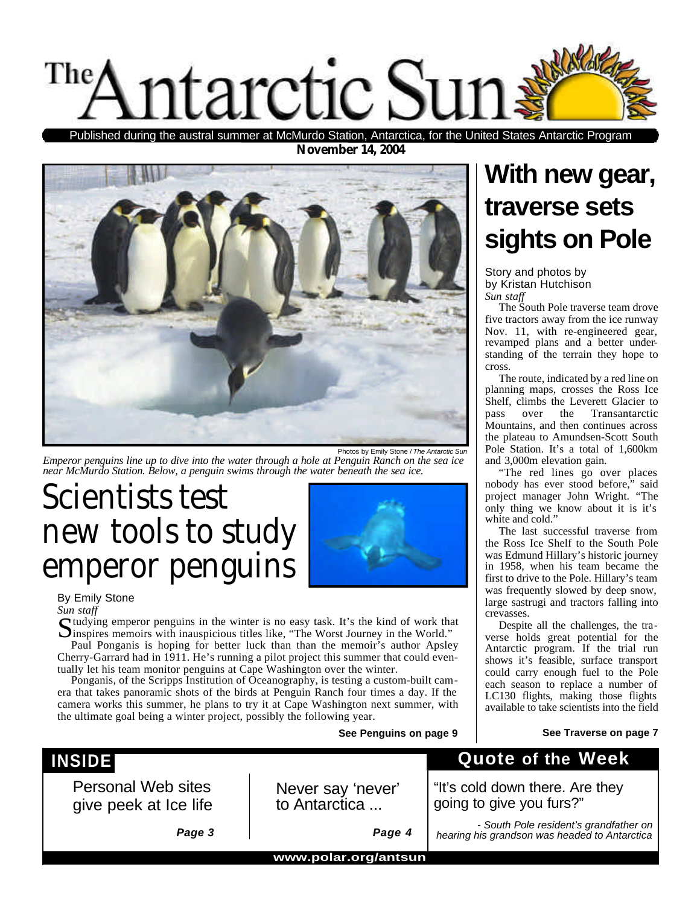# The Antarctic Sun

Published during the austral summer at McMurdo Station, Antarctica, for the United States Antarctic Program

**November 14, 2004**

Photos by Emily Stone / *The Antarctic Sun*

*Emperor penguins line up to dive into the water through a hole at Penguin Ranch on the sea ice near McMurdo Station. Below, a penguin swims through the water beneath the sea ice.*

## Scientists test new tools to study emperor penguins

By Emily Stone
*Sun staff*

Studying emperor penguins in the winter is no easy task. It's the kind of work that inspires memoirs with inauspicious titles like, "The Worst Journey in the World."

Paul Ponganis is hoping for better luck than than the memoir's author Apsley Cherry-Garrard had in 1911. He's running a pilot project this summer that could eventually let his team monitor penguins at Cape Washington over the winter.

Ponganis, of the Scripps Institution of Oceanography, is testing a custom-built camera that takes panoramic shots of the birds at Penguin Ranch four times a day. If the camera works this summer, he plans to try it at Cape Washington next summer, with the ultimate goal being a winter project, possibly the following year.

**See Penguins on page 9**

## With new gear, traverse sets sights on Pole

Story and photos by
by Kristan Hutchison
*Sun staff*

The South Pole traverse team drove five tractors away from the ice runway Nov. 11, with re-engineered gear, revamped plans and a better understanding of the terrain they hope to cross.

The route, indicated by a red line on planning maps, crosses the Ross Ice Shelf, climbs the Leverett Glacier to pass over the Transantarctic Mountains, and then continues across the plateau to Amundsen-Scott South Pole Station. It's a total of 1,600km and 3,000m elevation gain.

"The red lines go over places nobody has ever stood before," said project manager John Wright. "The only thing we know about it is it's white and cold."

The last successful traverse from the Ross Ice Shelf to the South Pole was Edmund Hillary's historic journey in 1958, when his team became the first to drive to the Pole. Hillary's team was frequently slowed by deep snow, large sastrugi and tractors falling into crevasses.

Despite all the challenges, the traverse holds great potential for the Antarctic program. If the trial run shows it's feasible, surface transport could carry enough fuel to the Pole each season to replace a number of LC130 flights, making those flights available to take scientists into the field

**See Traverse on page 7**

## INSIDE

Personal Web sites give peek at Ice life — ***Page 3***

Never say 'never' to Antarctica ... — ***Page 4***

## Quote of the Week

"It's cold down there. Are they going to give you furs?"

*- South Pole resident's grandfather on hearing his grandson was headed to Antarctica*

**www.polar.org/antsun**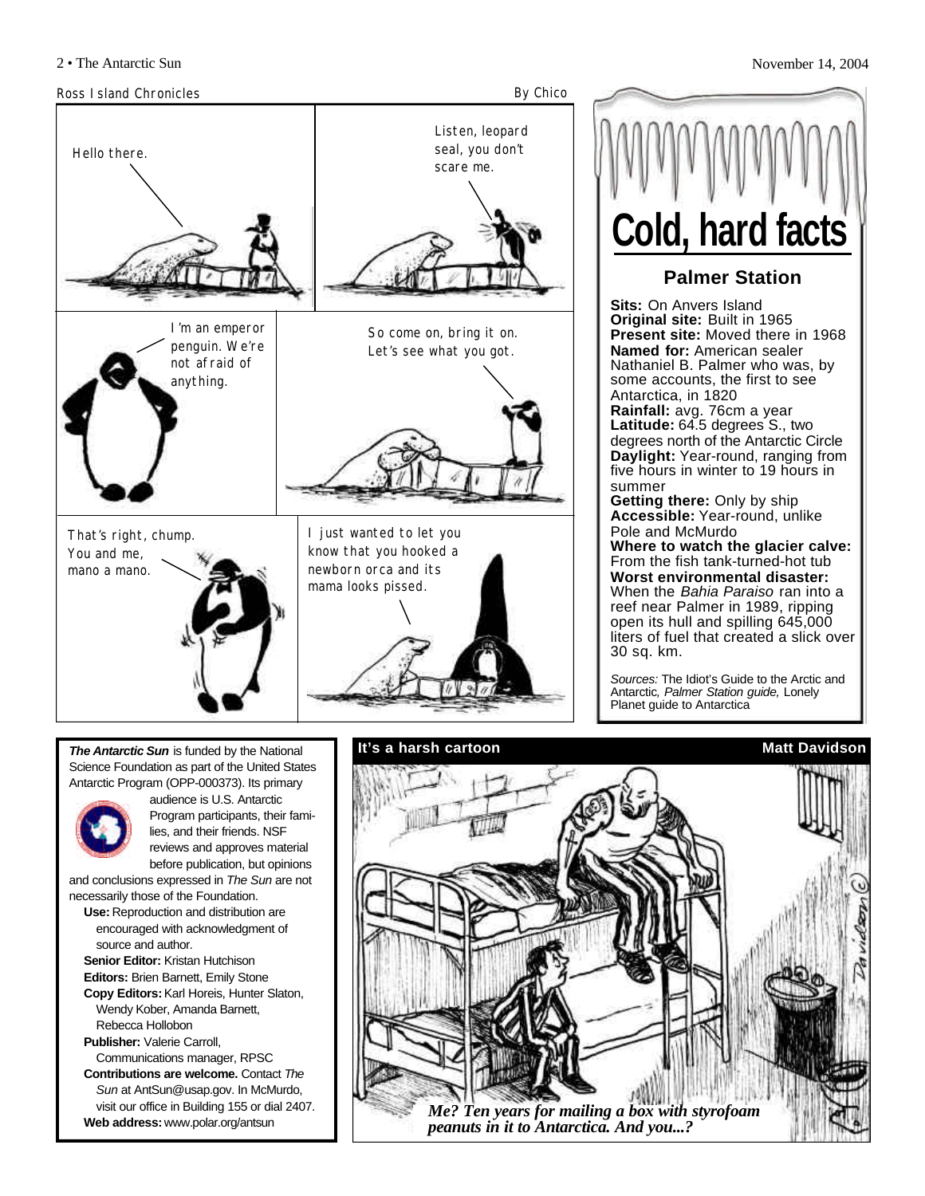## Ross Island Chronicles

By Chico

Hello there.

Listen, leopard seal, you don't scare me.

I'm an emperor penguin. We're not afraid of anything.

So come on, bring it on. Let's see what you got.

That's right, chump. You and me, mano a mano.

I just wanted to let you know that you hooked a newborn orca and its mama looks pissed.

# Cold, hard facts

## Palmer Station

**Sits:** On Anvers Island
**Original site:** Built in 1965
**Present site:** Moved there in 1968
**Named for:** American sealer Nathaniel B. Palmer who was, by some accounts, the first to see Antarctica, in 1820
**Rainfall:** avg. 76cm a year
**Latitude:** 64.5 degrees S., two degrees north of the Antarctic Circle
**Daylight:** Year-round, ranging from five hours in winter to 19 hours in summer
**Getting there:** Only by ship
**Accessible:** Year-round, unlike Pole and McMurdo
**Where to watch the glacier calve:** From the fish tank-turned-hot tub
**Worst environmental disaster:** When the *Bahia Paraiso* ran into a reef near Palmer in 1989, ripping open its hull and spilling 645,000 liters of fuel that created a slick over 30 sq. km.

*Sources:* The Idiot's Guide to the Arctic and Antarctic, *Palmer Station guide,* Lonely Planet guide to Antarctica

***The Antarctic Sun*** is funded by the National Science Foundation as part of the United States Antarctic Program (OPP-000373). Its primary audience is U.S. Antarctic Program participants, their families, and their friends. NSF reviews and approves material before publication, but opinions and conclusions expressed in *The Sun* are not necessarily those of the Foundation.

**Use:** Reproduction and distribution are encouraged with acknowledgment of source and author.
**Senior Editor:** Kristan Hutchison
**Editors:** Brien Barnett, Emily Stone
**Copy Editors:** Karl Horeis, Hunter Slaton, Wendy Kober, Amanda Barnett, Rebecca Hollobon
**Publisher:** Valerie Carroll, Communications manager, RPSC
**Contributions are welcome.** Contact *The Sun* at AntSun@usap.gov. In McMurdo, visit our office in Building 155 or dial 2407.
**Web address:** www.polar.org/antsun

## It's a harsh cartoon

Matt Davidson

*Me? Ten years for mailing a box with styrofoam peanuts in it to Antarctica. And you...?*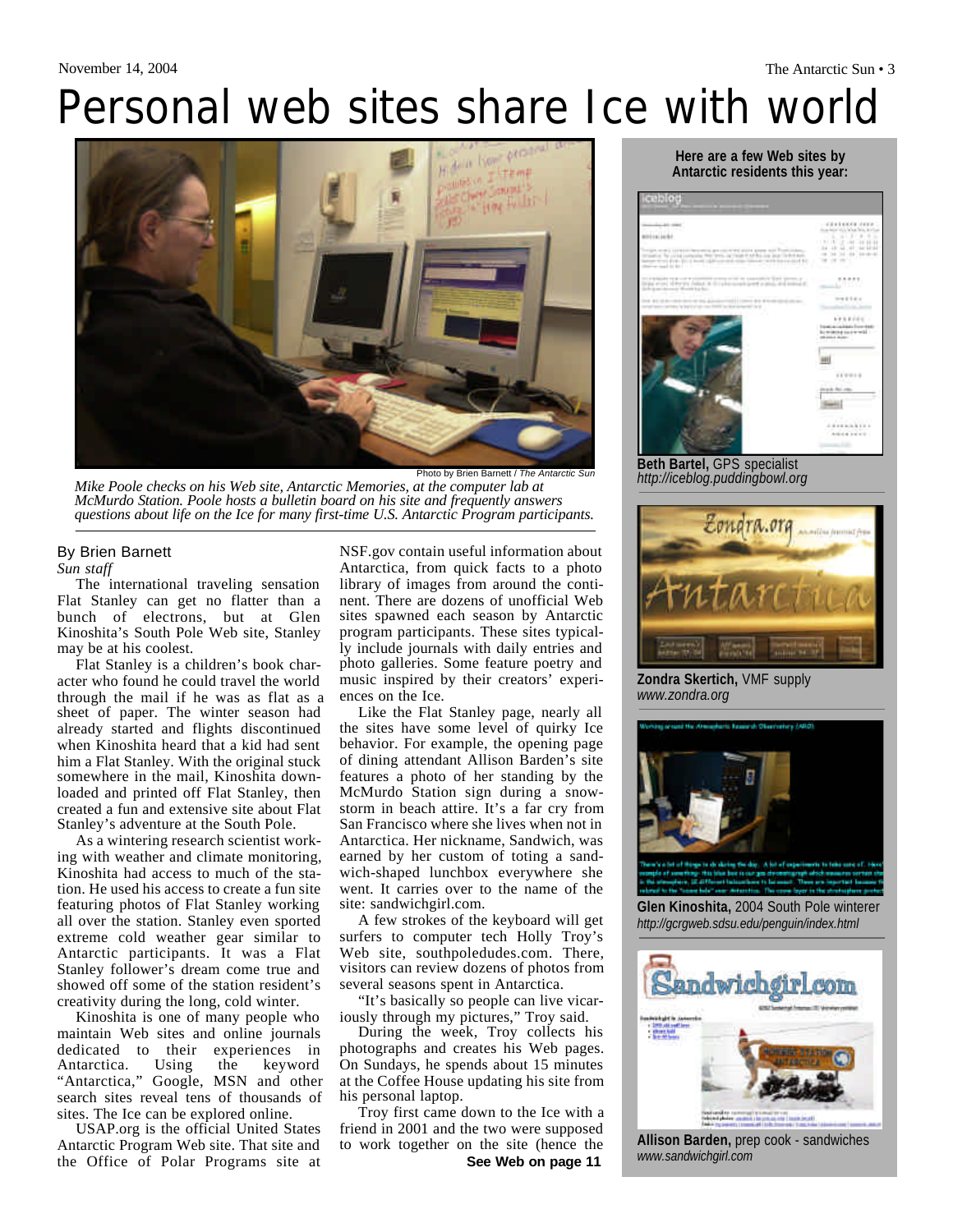// Omit running header "November 14, 2004" and "The Antarctic Sun • 3".

# Personal web sites share Ice with world

Photo by Brien Barnett / *The Antarctic Sun*

*Mike Poole checks on his Web site, Antarctic Memories, at the computer lab at McMurdo Station. Poole hosts a bulletin board on his site and frequently answers questions about life on the Ice for many first-time U.S. Antarctic Program participants.*

By Brien Barnett
*Sun staff*

The international traveling sensation Flat Stanley can get no flatter than a bunch of electrons, but at Glen Kinoshita's South Pole Web site, Stanley may be at his coolest.

Flat Stanley is a children's book character who found he could travel the world through the mail if he was as flat as a sheet of paper. The winter season had already started and flights discontinued when Kinoshita heard that a kid had sent him a Flat Stanley. With the original stuck somewhere in the mail, Kinoshita downloaded and printed off Flat Stanley, then created a fun and extensive site about Flat Stanley's adventure at the South Pole.

As a wintering research scientist working with weather and climate monitoring, Kinoshita had access to much of the station. He used his access to create a fun site featuring photos of Flat Stanley working all over the station. Stanley even sported extreme cold weather gear similar to Antarctic participants. It was a Flat Stanley follower's dream come true and showed off some of the station resident's creativity during the long, cold winter.

Kinoshita is one of many people who maintain Web sites and online journals dedicated to their experiences in Antarctica. Using the keyword "Antarctica," Google, MSN and other search sites reveal tens of thousands of sites. The Ice can be explored online.

USAP.org is the official United States Antarctic Program Web site. That site and the Office of Polar Programs site at NSF.gov contain useful information about Antarctica, from quick facts to a photo library of images from around the continent. There are dozens of unofficial Web sites spawned each season by Antarctic program participants. These sites typically include journals with daily entries and photo galleries. Some feature poetry and music inspired by their creators' experiences on the Ice.

Like the Flat Stanley page, nearly all the sites have some level of quirky Ice behavior. For example, the opening page of dining attendant Allison Barden's site features a photo of her standing by the McMurdo Station sign during a snowstorm in beach attire. It's a far cry from San Francisco where she lives when not in Antarctica. Her nickname, Sandwich, was earned by her custom of toting a sandwich-shaped lunchbox everywhere she went. It carries over to the name of the site: sandwichgirl.com.

A few strokes of the keyboard will get surfers to computer tech Holly Troy's Web site, southpoledudes.com. There, visitors can review dozens of photos from several seasons spent in Antarctica.

"It's basically so people can live vicariously through my pictures," Troy said.

During the week, Troy collects his photographs and creates his Web pages. On Sundays, he spends about 15 minutes at the Coffee House updating his site from his personal laptop.

Troy first came down to the Ice with a friend in 2001 and the two were supposed to work together on the site (hence the

**See Web on page 11**

---

**Here are a few Web sites by Antarctic residents this year:**

**Beth Bartel,** GPS specialist
*http://iceblog.puddingbowl.org*

**Zondra Skertich,** VMF supply
*www.zondra.org*

**Glen Kinoshita,** 2004 South Pole winterer
*http://gcrgweb.sdsu.edu/penguin/index.html*

**Allison Barden,** prep cook - sandwiches
*www.sandwichgirl.com*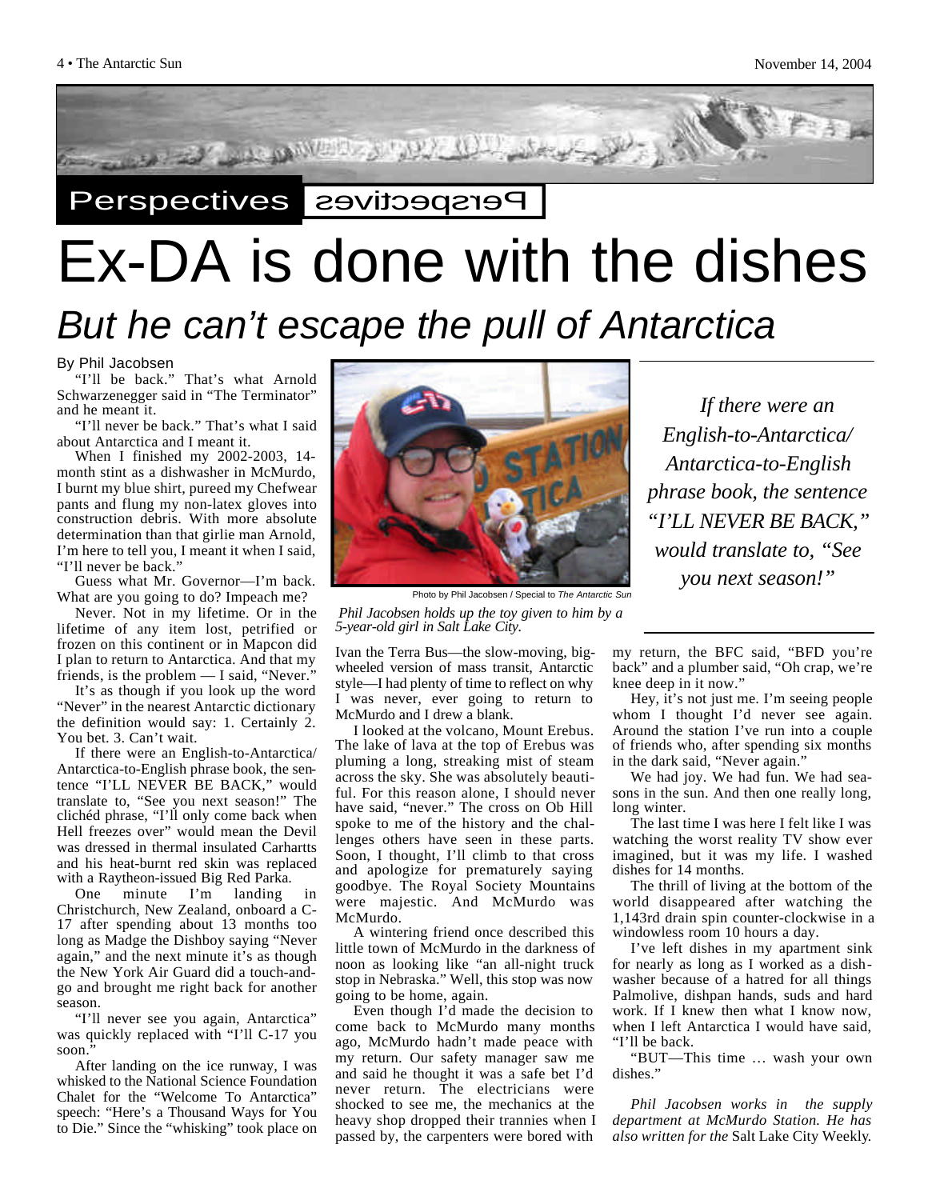Perspectives

# Ex-DA is done with the dishes

## *But he can't escape the pull of Antarctica*

By Phil Jacobsen

"I'll be back." That's what Arnold Schwarzenegger said in "The Terminator" and he meant it.

"I'll never be back." That's what I said about Antarctica and I meant it.

When I finished my 2002-2003, 14-month stint as a dishwasher in McMurdo, I burnt my blue shirt, pureed my Chefwear pants and flung my non-latex gloves into construction debris. With more absolute determination than that girlie man Arnold, I'm here to tell you, I meant it when I said, "I'll never be back."

Guess what Mr. Governor—I'm back. What are you going to do? Impeach me?

Never. Not in my lifetime. Or in the lifetime of any item lost, petrified or frozen on this continent or in Mapcon did I plan to return to Antarctica. And that my friends, is the problem — I said, "Never."

It's as though if you look up the word "Never" in the nearest Antarctic dictionary the definition would say: 1. Certainly 2. You bet. 3. Can't wait.

If there were an English-to-Antarctica/ Antarctica-to-English phrase book, the sentence "I'LL NEVER BE BACK," would translate to, "See you next season!" The clichéd phrase, "I'll only come back when Hell freezes over" would mean the Devil was dressed in thermal insulated Carhartts and his heat-burnt red skin was replaced with a Raytheon-issued Big Red Parka.

One minute I'm landing in Christchurch, New Zealand, onboard a C-17 after spending about 13 months too long as Madge the Dishboy saying "Never again," and the next minute it's as though the New York Air Guard did a touch-and-go and brought me right back for another season.

"I'll never see you again, Antarctica" was quickly replaced with "I'll C-17 you soon."

After landing on the ice runway, I was whisked to the National Science Foundation Chalet for the "Welcome To Antarctica" speech: "Here's a Thousand Ways for You to Die." Since the "whisking" took place on Ivan the Terra Bus—the slow-moving, big-wheeled version of mass transit, Antarctic style—I had plenty of time to reflect on why I was never, ever going to return to McMurdo and I drew a blank.

Photo by Phil Jacobsen / Special to *The Antarctic Sun*

*Phil Jacobsen holds up the toy given to him by a 5-year-old girl in Salt Lake City.*

> *If there were an English-to-Antarctica/ Antarctica-to-English phrase book, the sentence "I'LL NEVER BE BACK," would translate to, "See you next season!"*

I looked at the volcano, Mount Erebus. The lake of lava at the top of Erebus was pluming a long, streaking mist of steam across the sky. She was absolutely beautiful. For this reason alone, I should never have said, "never." The cross on Ob Hill spoke to me of the history and the challenges others have seen in these parts. Soon, I thought, I'll climb to that cross and apologize for prematurely saying goodbye. The Royal Society Mountains were majestic. And McMurdo was McMurdo.

A wintering friend once described this little town of McMurdo in the darkness of noon as looking like "an all-night truck stop in Nebraska." Well, this stop was now going to be home, again.

Even though I'd made the decision to come back to McMurdo many months ago, McMurdo hadn't made peace with my return. Our safety manager saw me and said he thought it was a safe bet I'd never return. The electricians were shocked to see me, the mechanics at the heavy shop dropped their trannies when I passed by, the carpenters were bored with my return, the BFC said, "BFD you're back" and a plumber said, "Oh crap, we're knee deep in it now."

Hey, it's not just me. I'm seeing people whom I thought I'd never see again. Around the station I've run into a couple of friends who, after spending six months in the dark said, "Never again."

We had joy. We had fun. We had seasons in the sun. And then one really long, long winter.

The last time I was here I felt like I was watching the worst reality TV show ever imagined, but it was my life. I washed dishes for 14 months.

The thrill of living at the bottom of the world disappeared after watching the 1,143rd drain spin counter-clockwise in a windowless room 10 hours a day.

I've left dishes in my apartment sink for nearly as long as I worked as a dishwasher because of a hatred for all things Palmolive, dishpan hands, suds and hard work. If I knew then what I know now, when I left Antarctica I would have said, "I'll be back.

"BUT—This time … wash your own dishes."

*Phil Jacobsen works in the supply department at McMurdo Station. He has also written for the* Salt Lake City Weekly.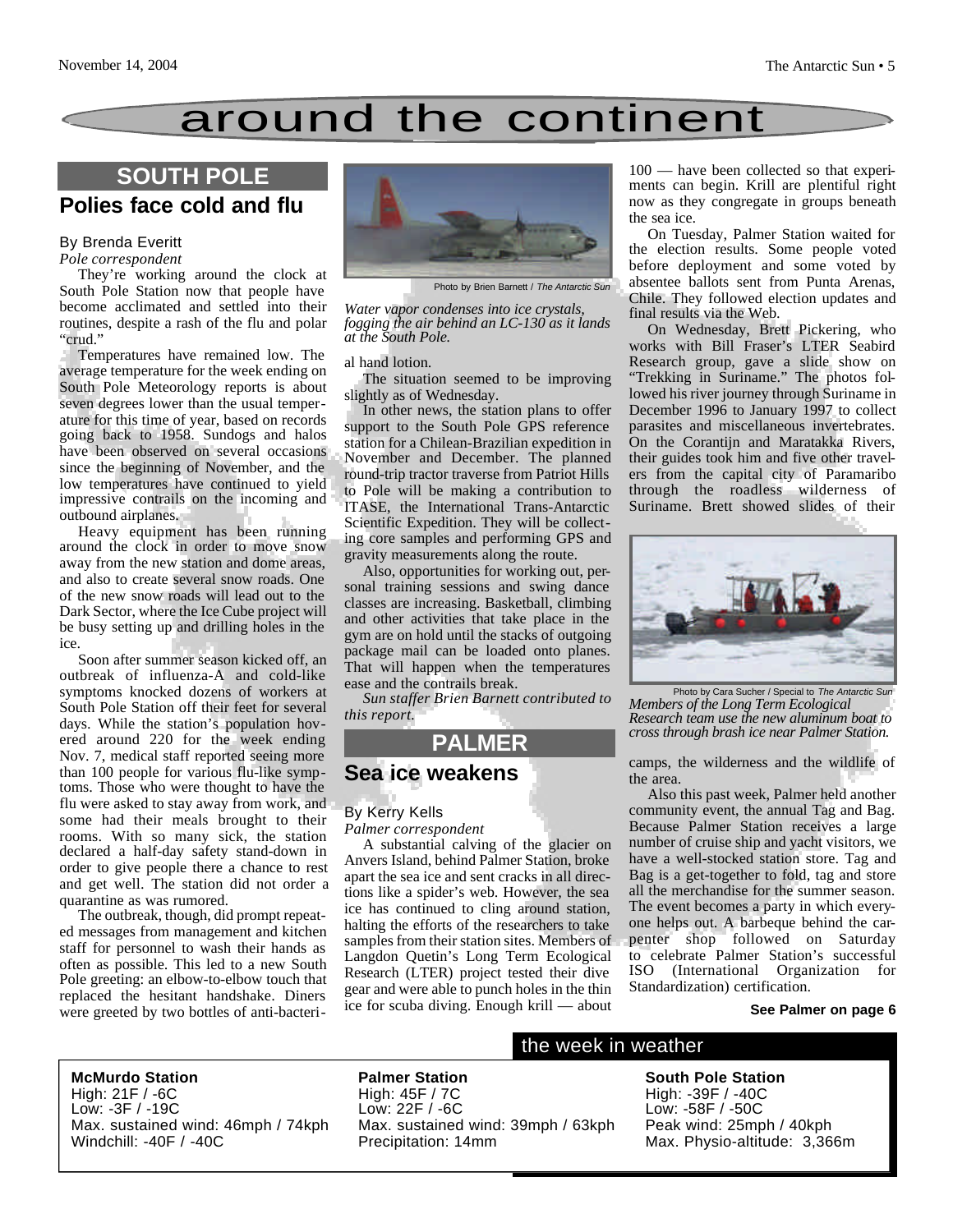# around the continent

## SOUTH POLE

### Polies face cold and flu

By Brenda Everitt
*Pole correspondent*

They're working around the clock at South Pole Station now that people have become acclimated and settled into their routines, despite a rash of the flu and polar "crud."

Temperatures have remained low. The average temperature for the week ending on South Pole Meteorology reports is about seven degrees lower than the usual temperature for this time of year, based on records going back to 1958. Sundogs and halos have been observed on several occasions since the beginning of November, and the low temperatures have continued to yield impressive contrails on the incoming and outbound airplanes.

Heavy equipment has been running around the clock in order to move snow away from the new station and dome areas, and also to create several snow roads. One of the new snow roads will lead out to the Dark Sector, where the Ice Cube project will be busy setting up and drilling holes in the ice.

Soon after summer season kicked off, an outbreak of influenza-A and cold-like symptoms knocked dozens of workers at South Pole Station off their feet for several days. While the station's population hovered around 220 for the week ending Nov. 7, medical staff reported seeing more than 100 people for various flu-like symptoms. Those who were thought to have the flu were asked to stay away from work, and some had their meals brought to their rooms. With so many sick, the station declared a half-day safety stand-down in order to give people there a chance to rest and get well. The station did not order a quarantine as was rumored.

The outbreak, though, did prompt repeated messages from management and kitchen staff for personnel to wash their hands as often as possible. This led to a new South Pole greeting: an elbow-to-elbow touch that replaced the hesitant handshake. Diners were greeted by two bottles of anti-bacterial hand lotion.

Photo by Brien Barnett / *The Antarctic Sun*
*Water vapor condenses into ice crystals, fogging the air behind an LC-130 as it lands at the South Pole.*

The situation seemed to be improving slightly as of Wednesday.

In other news, the station plans to offer support to the South Pole GPS reference station for a Chilean-Brazilian expedition in November and December. The planned round-trip tractor traverse from Patriot Hills to Pole will be making a contribution to ITASE, the International Trans-Antarctic Scientific Expedition. They will be collecting core samples and performing GPS and gravity measurements along the route.

Also, opportunities for working out, personal training sessions and swing dance classes are increasing. Basketball, climbing and other activities that take place in the gym are on hold until the stacks of outgoing package mail can be loaded onto planes. That will happen when the temperatures ease and the contrails break.

*Sun staffer Brien Barnett contributed to this report.*

## PALMER

### Sea ice weakens

By Kerry Kells
*Palmer correspondent*

A substantial calving of the glacier on Anvers Island, behind Palmer Station, broke apart the sea ice and sent cracks in all directions like a spider's web. However, the sea ice has continued to cling around station, halting the efforts of the researchers to take samples from their station sites. Members of Langdon Quetin's Long Term Ecological Research (LTER) project tested their dive gear and were able to punch holes in the thin ice for scuba diving. Enough krill — about 100 — have been collected so that experiments can begin. Krill are plentiful right now as they congregate in groups beneath the sea ice.

On Tuesday, Palmer Station waited for the election results. Some people voted before deployment and some voted by absentee ballots sent from Punta Arenas, Chile. They followed election updates and final results via the Web.

On Wednesday, Brett Pickering, who works with Bill Fraser's LTER Seabird Research group, gave a slide show on "Trekking in Suriname." The photos followed his river journey through Suriname in December 1996 to January 1997 to collect parasites and miscellaneous invertebrates. On the Corantijn and Maratakka Rivers, their guides took him and five other travelers from the capital city of Paramaribo through the roadless wilderness of Suriname. Brett showed slides of their camps, the wilderness and the wildlife of the area.

Photo by Cara Sucher / Special to *The Antarctic Sun*
*Members of the Long Term Ecological Research team use the new aluminum boat to cross through brash ice near Palmer Station.*

Also this past week, Palmer held another community event, the annual Tag and Bag. Because Palmer Station receives a large number of cruise ship and yacht visitors, we have a well-stocked station store. Tag and Bag is a get-together to fold, tag and store all the merchandise for the summer season. The event becomes a party in which everyone helps out. A barbeque behind the carpenter shop followed on Saturday to celebrate Palmer Station's successful ISO (International Organization for Standardization) certification.

**See Palmer on page 6**

## the week in weather

**McMurdo Station**
High: 21F / -6C
Low: -3F / -19C
Max. sustained wind: 46mph / 74kph
Windchill: -40F / -40C

**Palmer Station**
High: 45F / 7C
Low: 22F / -6C
Max. sustained wind: 39mph / 63kph
Precipitation: 14mm

**South Pole Station**
High: -39F / -40C
Low: -58F / -50C
Peak wind: 25mph / 40kph
Max. Physio-altitude: 3,366m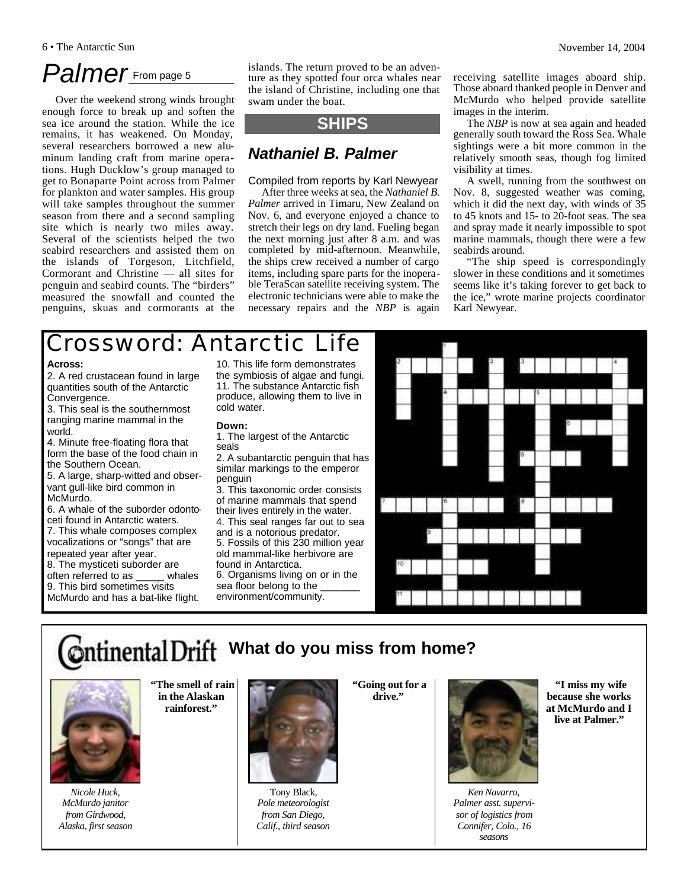# Palmer

From page 5

Over the weekend strong winds brought enough force to break up and soften the sea ice around the station. While the ice remains, it has weakened. On Monday, several researchers borrowed a new aluminum landing craft from marine operations. Hugh Ducklow's group managed to get to Bonaparte Point across from Palmer for plankton and water samples. His group will take samples throughout the summer season from there and a second sampling site which is nearly two miles away. Several of the scientists helped the two seabird researchers and assisted them on the islands of Torgeson, Litchfield, Cormorant and Christine — all sites for penguin and seabird counts. The "birders" measured the snowfall and counted the penguins, skuas and cormorants at the islands. The return proved to be an adventure as they spotted four orca whales near the island of Christine, including one that swam under the boat.

## SHIPS

### Nathaniel B. Palmer

Compiled from reports by Karl Newyear

After three weeks at sea, the *Nathaniel B. Palmer* arrived in Timaru, New Zealand on Nov. 6, and everyone enjoyed a chance to stretch their legs on dry land. Fueling began the next morning just after 8 a.m. and was completed by mid-afternoon. Meanwhile, the ships crew received a number of cargo items, including spare parts for the inoperable TeraScan satellite receiving system. The electronic technicians were able to make the necessary repairs and the *NBP* is again receiving satellite images aboard ship. Those aboard thanked people in Denver and McMurdo who helped provide satellite images in the interim.

The *NBP* is now at sea again and headed generally south toward the Ross Sea. Whale sightings were a bit more common in the relatively smooth seas, though fog limited visibility at times.

A swell, running from the southwest on Nov. 8, suggested weather was coming, which it did the next day, with winds of 35 to 45 knots and 15- to 20-foot seas. The sea and spray made it nearly impossible to spot marine mammals, though there were a few seabirds around.

"The ship speed is correspondingly slower in these conditions and it sometimes seems like it's taking forever to get back to the ice," wrote marine projects coordinator Karl Newyear.

# Crossword: Antarctic Life

**Across:**

2. A red crustacean found in large quantities south of the Antarctic Convergence.
3. This seal is the southernmost ranging marine mammal in the world.
4. Minute free-floating flora that form the base of the food chain in the Southern Ocean.
5. A large, sharp-witted and observant gull-like bird common in McMurdo.
6. A whale of the suborder odontoceti found in Antarctic waters.
7. This whale composes complex vocalizations or "songs" that are repeated year after year.
8. The mysticeti suborder are often referred to as _____ whales
9. This bird sometimes visits McMurdo and has a bat-like flight.
10. This life form demonstrates the symbiosis of algae and fungi.
11. The substance Antarctic fish produce, allowing them to live in cold water.

**Down:**

1. The largest of the Antarctic seals
2. A subantarctic penguin that has similar markings to the emperor penguin
3. This taxonomic order consists of marine mammals that spend their lives entirely in the water.
4. This seal ranges far out to sea and is a notorious predator.
5. Fossils of this 230 million year old mammal-like herbivore are found in Antarctica.
6. Organisms living on or in the sea floor belong to the _______ environment/community.

# Continental Drift

## What do you miss from home?

"The smell of rain in the Alaskan rainforest."

*Nicole Huck, McMurdo janitor from Girdwood, Alaska, first season*

"Going out for a drive."

Tony Black, *Pole meteorologist from San Diego, Calif., third season*

"I miss my wife because she works at McMurdo and I live at Palmer."

*Ken Navarro, Palmer asst. supervisor of logistics from Connifer, Colo., 16 seasons*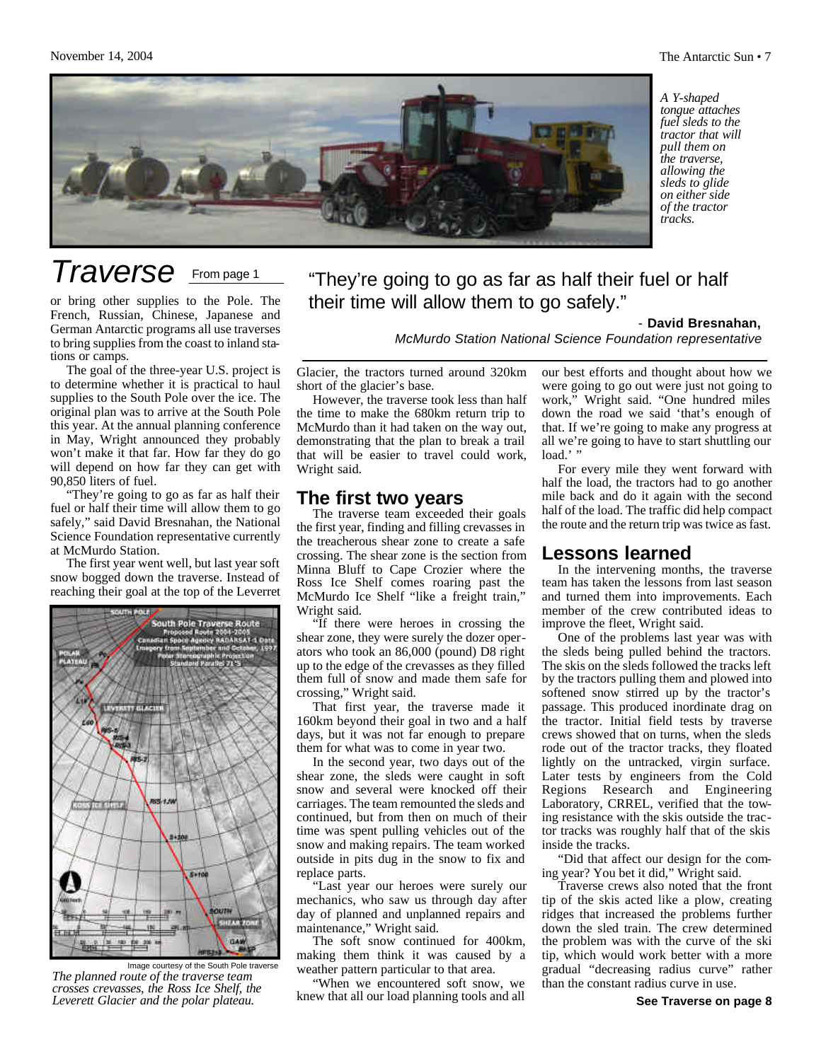*A Y-shaped tongue attaches fuel sleds to the tractor that will pull them on the traverse, allowing the sleds to glide on either side of the tractor tracks.*

# Traverse

From page 1

or bring other supplies to the Pole. The French, Russian, Chinese, Japanese and German Antarctic programs all use traverses to bring supplies from the coast to inland stations or camps.

The goal of the three-year U.S. project is to determine whether it is practical to haul supplies to the South Pole over the ice. The original plan was to arrive at the South Pole this year. At the annual planning conference in May, Wright announced they probably won't make it that far. How far they do go will depend on how far they can get with 90,850 liters of fuel.

"They're going to go as far as half their fuel or half their time will allow them to go safely," said David Bresnahan, the National Science Foundation representative currently at McMurdo Station.

The first year went well, but last year soft snow bogged down the traverse. Instead of reaching their goal at the top of the Leverret Glacier, the tractors turned around 320km short of the glacier's base.

However, the traverse took less than half the time to make the 680km return trip to McMurdo than it had taken on the way out, demonstrating that the plan to break a trail that will be easier to travel could work, Wright said.

> "They're going to go as far as half their fuel or half their time will allow them to go safely."
>
> \- **David Bresnahan,** *McMurdo Station National Science Foundation representative*

Image courtesy of the South Pole traverse

*The planned route of the traverse team crosses crevasses, the Ross Ice Shelf, the Leverett Glacier and the polar plateau.*

## The first two years

The traverse team exceeded their goals the first year, finding and filling crevasses in the treacherous shear zone to create a safe crossing. The shear zone is the section from Minna Bluff to Cape Crozier where the Ross Ice Shelf comes roaring past the McMurdo Ice Shelf "like a freight train," Wright said.

"If there were heroes in crossing the shear zone, they were surely the dozer operators who took an 86,000 (pound) D8 right up to the edge of the crevasses as they filled them full of snow and made them safe for crossing," Wright said.

That first year, the traverse made it 160km beyond their goal in two and a half days, but it was not far enough to prepare them for what was to come in year two.

In the second year, two days out of the shear zone, the sleds were caught in soft snow and several were knocked off their carriages. The team remounted the sleds and continued, but from then on much of their time was spent pulling vehicles out of the snow and making repairs. The team worked outside in pits dug in the snow to fix and replace parts.

"Last year our heroes were surely our mechanics, who saw us through day after day of planned and unplanned repairs and maintenance," Wright said.

The soft snow continued for 400km, making them think it was caused by a weather pattern particular to that area.

"When we encountered soft snow, we knew that all our load planning tools and all our best efforts and thought about how we were going to go out were just not going to work," Wright said. "One hundred miles down the road we said 'that's enough of that. If we're going to make any progress at all we're going to have to start shuttling our load.' "

For every mile they went forward with half the load, the tractors had to go another mile back and do it again with the second half of the load. The traffic did help compact the route and the return trip was twice as fast.

## Lessons learned

In the intervening months, the traverse team has taken the lessons from last season and turned them into improvements. Each member of the crew contributed ideas to improve the fleet, Wright said.

One of the problems last year was with the sleds being pulled behind the tractors. The skis on the sleds followed the tracks left by the tractors pulling them and plowed into softened snow stirred up by the tractor's passage. This produced inordinate drag on the tractor. Initial field tests by traverse crews showed that on turns, when the sleds rode out of the tractor tracks, they floated lightly on the untracked, virgin surface. Later tests by engineers from the Cold Regions Research and Engineering Laboratory, CRREL, verified that the towing resistance with the skis outside the tractor tracks was roughly half that of the skis inside the tracks.

"Did that affect our design for the coming year? You bet it did," Wright said.

Traverse crews also noted that the front tip of the skis acted like a plow, creating ridges that increased the problems further down the sled train. The crew determined the problem was with the curve of the ski tip, which would work better with a more gradual "decreasing radius curve" rather than the constant radius curve in use.

**See Traverse on page 8**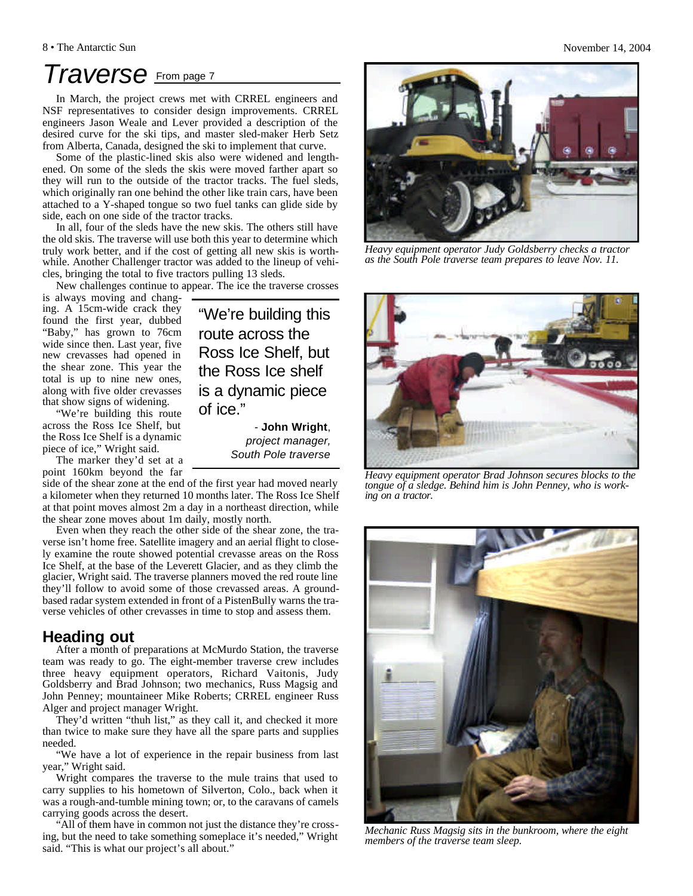# Traverse From page 7

In March, the project crews met with CRREL engineers and NSF representatives to consider design improvements. CRREL engineers Jason Weale and Lever provided a description of the desired curve for the ski tips, and master sled-maker Herb Setz from Alberta, Canada, designed the ski to implement that curve.

Some of the plastic-lined skis also were widened and lengthened. On some of the sleds the skis were moved farther apart so they will run to the outside of the tractor tracks. The fuel sleds, which originally ran one behind the other like train cars, have been attached to a Y-shaped tongue so two fuel tanks can glide side by side, each on one side of the tractor tracks.

In all, four of the sleds have the new skis. The others still have the old skis. The traverse will use both this year to determine which truly work better, and if the cost of getting all new skis is worthwhile. Another Challenger tractor was added to the lineup of vehicles, bringing the total to five tractors pulling 13 sleds.

New challenges continue to appear. The ice the traverse crosses is always moving and changing. A 15cm-wide crack they found the first year, dubbed "Baby," has grown to 76cm wide since then. Last year, five new crevasses had opened in the shear zone. This year the total is up to nine new ones, along with five older crevasses that show signs of widening.

> "We're building this route across the Ross Ice Shelf, but the Ross Ice shelf is a dynamic piece of ice."
>
> \- **John Wright**, *project manager, South Pole traverse*

"We're building this route across the Ross Ice Shelf, but the Ross Ice Shelf is a dynamic piece of ice," Wright said.

The marker they'd set at a point 160km beyond the far side of the shear zone at the end of the first year had moved nearly a kilometer when they returned 10 months later. The Ross Ice Shelf at that point moves almost 2m a day in a northeast direction, while the shear zone moves about 1m daily, mostly north.

Even when they reach the other side of the shear zone, the traverse isn't home free. Satellite imagery and an aerial flight to closely examine the route showed potential crevasse areas on the Ross Ice Shelf, at the base of the Leverett Glacier, and as they climb the glacier, Wright said. The traverse planners moved the red route line they'll follow to avoid some of those crevassed areas. A ground-based radar system extended in front of a PistenBully warns the traverse vehicles of other crevasses in time to stop and assess them.

## Heading out

After a month of preparations at McMurdo Station, the traverse team was ready to go. The eight-member traverse crew includes three heavy equipment operators, Richard Vaitonis, Judy Goldsberry and Brad Johnson; two mechanics, Russ Magsig and John Penney; mountaineer Mike Roberts; CRREL engineer Russ Alger and project manager Wright.

They'd written "thuh list," as they call it, and checked it more than twice to make sure they have all the spare parts and supplies needed.

"We have a lot of experience in the repair business from last year," Wright said.

Wright compares the traverse to the mule trains that used to carry supplies to his hometown of Silverton, Colo., back when it was a rough-and-tumble mining town; or, to the caravans of camels carrying goods across the desert.

"All of them have in common not just the distance they're crossing, but the need to take something someplace it's needed," Wright said. "This is what our project's all about."

*Heavy equipment operator Judy Goldsberry checks a tractor as the South Pole traverse team prepares to leave Nov. 11.*

*Heavy equipment operator Brad Johnson secures blocks to the tongue of a sledge. Behind him is John Penney, who is working on a tractor.*

*Mechanic Russ Magsig sits in the bunkroom, where the eight members of the traverse team sleep.*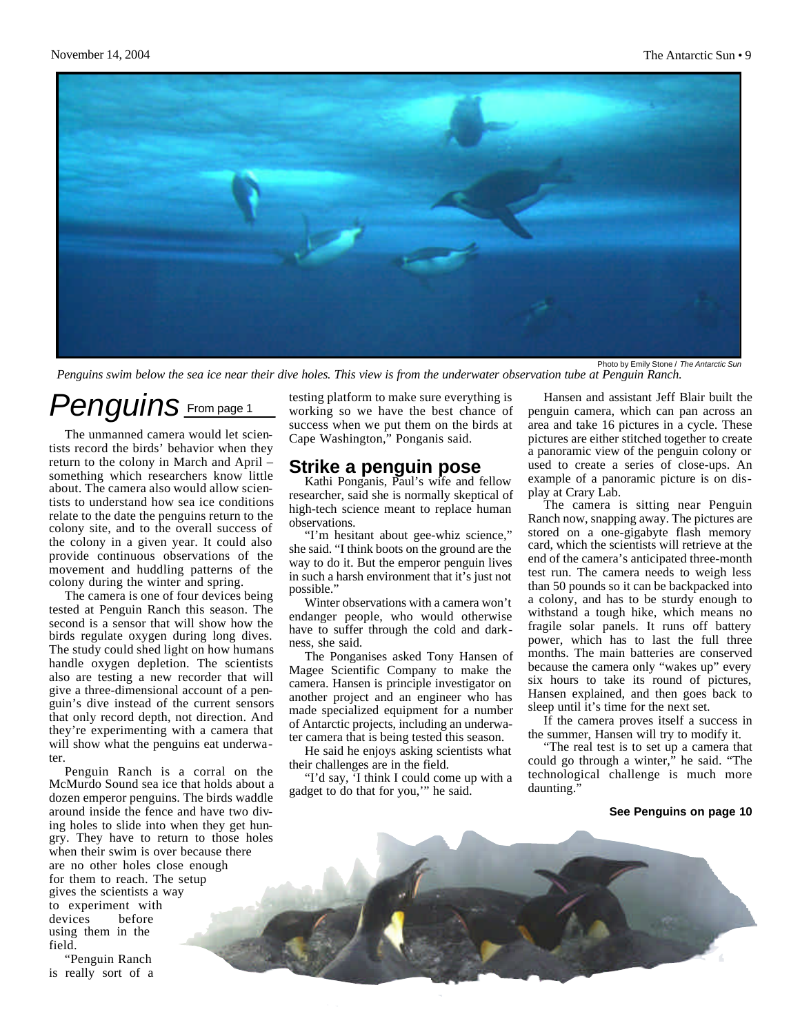Photo by Emily Stone / *The Antarctic Sun*

*Penguins swim below the sea ice near their dive holes. This view is from the underwater observation tube at Penguin Ranch.*

# Penguins

From page 1

The unmanned camera would let scientists record the birds' behavior when they return to the colony in March and April – something which researchers know little about. The camera also would allow scientists to understand how sea ice conditions relate to the date the penguins return to the colony site, and to the overall success of the colony in a given year. It could also provide continuous observations of the movement and huddling patterns of the colony during the winter and spring.

The camera is one of four devices being tested at Penguin Ranch this season. The second is a sensor that will show how the birds regulate oxygen during long dives. The study could shed light on how humans handle oxygen depletion. The scientists also are testing a new recorder that will give a three-dimensional account of a penguin's dive instead of the current sensors that only record depth, not direction. And they're experimenting with a camera that will show what the penguins eat underwater.

Penguin Ranch is a corral on the McMurdo Sound sea ice that holds about a dozen emperor penguins. The birds waddle around inside the fence and have two diving holes to slide into when they get hungry. They have to return to those holes when their swim is over because there are no other holes close enough for them to reach. The setup gives the scientists a way to experiment with devices before using them in the field.

"Penguin Ranch is really sort of a testing platform to make sure everything is working so we have the best chance of success when we put them on the birds at Cape Washington," Ponganis said.

## Strike a penguin pose

Kathi Ponganis, Paul's wife and fellow researcher, said she is normally skeptical of high-tech science meant to replace human observations.

"I'm hesitant about gee-whiz science," she said. "I think boots on the ground are the way to do it. But the emperor penguin lives in such a harsh environment that it's just not possible."

Winter observations with a camera won't endanger people, who would otherwise have to suffer through the cold and darkness, she said.

The Ponganises asked Tony Hansen of Magee Scientific Company to make the camera. Hansen is principle investigator on another project and an engineer who has made specialized equipment for a number of Antarctic projects, including an underwater camera that is being tested this season.

He said he enjoys asking scientists what their challenges are in the field.

"I'd say, 'I think I could come up with a gadget to do that for you,'" he said.

Hansen and assistant Jeff Blair built the penguin camera, which can pan across an area and take 16 pictures in a cycle. These pictures are either stitched together to create a panoramic view of the penguin colony or used to create a series of close-ups. An example of a panoramic picture is on display at Crary Lab.

The camera is sitting near Penguin Ranch now, snapping away. The pictures are stored on a one-gigabyte flash memory card, which the scientists will retrieve at the end of the camera's anticipated three-month test run. The camera needs to weigh less than 50 pounds so it can be backpacked into a colony, and has to be sturdy enough to withstand a tough hike, which means no fragile solar panels. It runs off battery power, which has to last the full three months. The main batteries are conserved because the camera only "wakes up" every six hours to take its round of pictures, Hansen explained, and then goes back to sleep until it's time for the next set.

If the camera proves itself a success in the summer, Hansen will try to modify it.

"The real test is to set up a camera that could go through a winter," he said. "The technological challenge is much more daunting."

**See Penguins on page 10**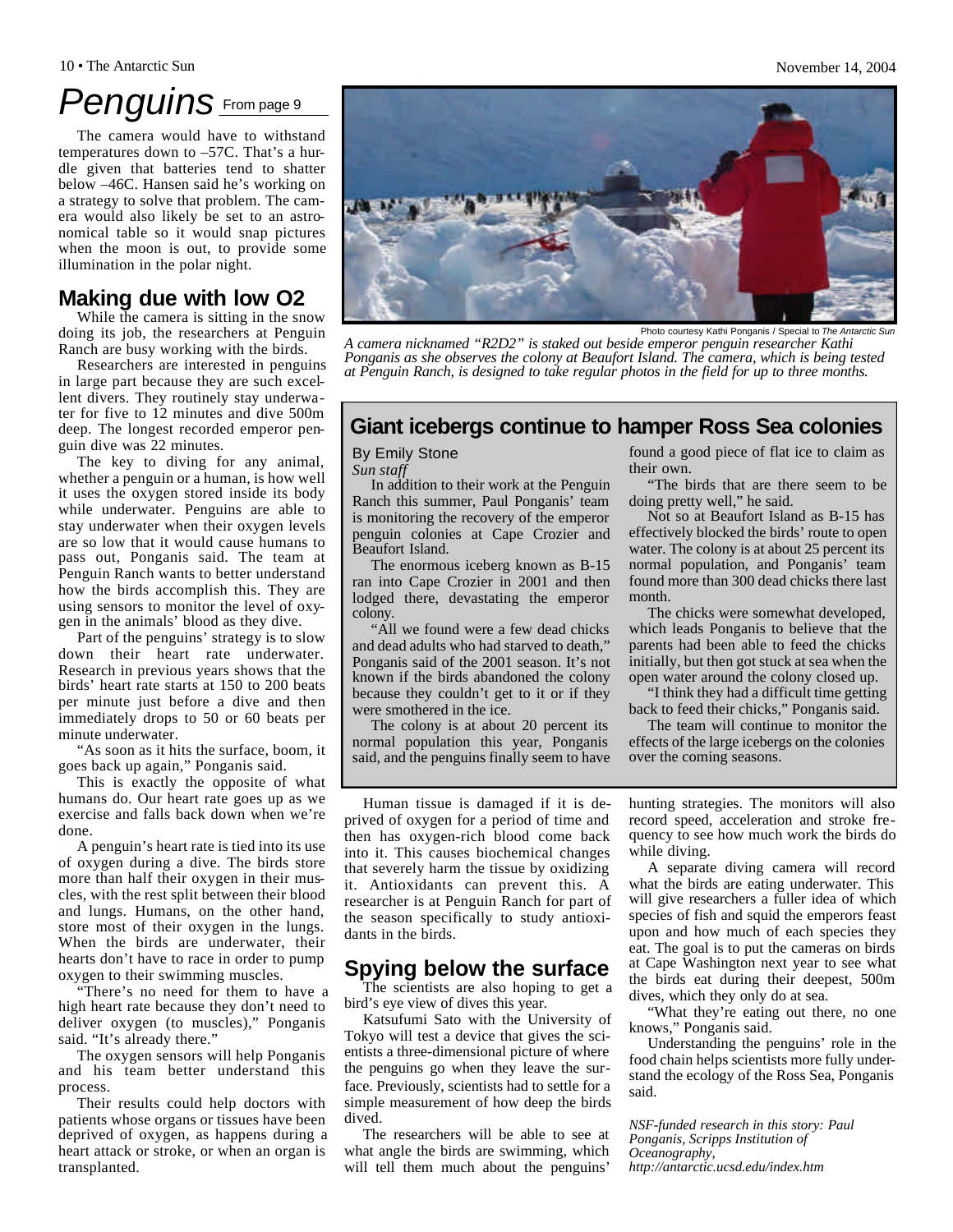# Penguins

From page 9

The camera would have to withstand temperatures down to –57C. That's a hurdle given that batteries tend to shatter below –46C. Hansen said he's working on a strategy to solve that problem. The camera would also likely be set to an astronomical table so it would snap pictures when the moon is out, to provide some illumination in the polar night.

## Making due with low O2

While the camera is sitting in the snow doing its job, the researchers at Penguin Ranch are busy working with the birds.

Researchers are interested in penguins in large part because they are such excellent divers. They routinely stay underwater for five to 12 minutes and dive 500m deep. The longest recorded emperor penguin dive was 22 minutes.

The key to diving for any animal, whether a penguin or a human, is how well it uses the oxygen stored inside its body while underwater. Penguins are able to stay underwater when their oxygen levels are so low that it would cause humans to pass out, Ponganis said. The team at Penguin Ranch wants to better understand how the birds accomplish this. They are using sensors to monitor the level of oxygen in the animals' blood as they dive.

Part of the penguins' strategy is to slow down their heart rate underwater. Research in previous years shows that the birds' heart rate starts at 150 to 200 beats per minute just before a dive and then immediately drops to 50 or 60 beats per minute underwater.

"As soon as it hits the surface, boom, it goes back up again," Ponganis said.

This is exactly the opposite of what humans do. Our heart rate goes up as we exercise and falls back down when we're done.

A penguin's heart rate is tied into its use of oxygen during a dive. The birds store more than half their oxygen in their muscles, with the rest split between their blood and lungs. Humans, on the other hand, store most of their oxygen in the lungs. When the birds are underwater, their hearts don't have to race in order to pump oxygen to their swimming muscles.

"There's no need for them to have a high heart rate because they don't need to deliver oxygen (to muscles)," Ponganis said. "It's already there."

The oxygen sensors will help Ponganis and his team better understand this process.

Their results could help doctors with patients whose organs or tissues have been deprived of oxygen, as happens during a heart attack or stroke, or when an organ is transplanted.

Photo courtesy Kathi Ponganis / Special to *The Antarctic Sun*

*A camera nicknamed "R2D2" is staked out beside emperor penguin researcher Kathi Ponganis as she observes the colony at Beaufort Island. The camera, which is being tested at Penguin Ranch, is designed to take regular photos in the field for up to three months.*

## Giant icebergs continue to hamper Ross Sea colonies

By Emily Stone
*Sun staff*

In addition to their work at the Penguin Ranch this summer, Paul Ponganis' team is monitoring the recovery of the emperor penguin colonies at Cape Crozier and Beaufort Island.

The enormous iceberg known as B-15 ran into Cape Crozier in 2001 and then lodged there, devastating the emperor colony.

"All we found were a few dead chicks and dead adults who had starved to death," Ponganis said of the 2001 season. It's not known if the birds abandoned the colony because they couldn't get to it or if they were smothered in the ice.

The colony is at about 20 percent its normal population this year, Ponganis said, and the penguins finally seem to have found a good piece of flat ice to claim as their own.

"The birds that are there seem to be doing pretty well," he said.

Not so at Beaufort Island as B-15 has effectively blocked the birds' route to open water. The colony is at about 25 percent its normal population, and Ponganis' team found more than 300 dead chicks there last month.

The chicks were somewhat developed, which leads Ponganis to believe that the parents had been able to feed the chicks initially, but then got stuck at sea when the open water around the colony closed up.

"I think they had a difficult time getting back to feed their chicks," Ponganis said.

The team will continue to monitor the effects of the large icebergs on the colonies over the coming seasons.

---

Human tissue is damaged if it is deprived of oxygen for a period of time and then has oxygen-rich blood come back into it. This causes biochemical changes that severely harm the tissue by oxidizing it. Antioxidants can prevent this. A researcher is at Penguin Ranch for part of the season specifically to study antioxidants in the birds.

## Spying below the surface

The scientists are also hoping to get a bird's eye view of dives this year.

Katsufumi Sato with the University of Tokyo will test a device that gives the scientists a three-dimensional picture of where the penguins go when they leave the surface. Previously, scientists had to settle for a simple measurement of how deep the birds dived.

The researchers will be able to see at what angle the birds are swimming, which will tell them much about the penguins' hunting strategies. The monitors will also record speed, acceleration and stroke frequency to see how much work the birds do while diving.

A separate diving camera will record what the birds are eating underwater. This will give researchers a fuller idea of which species of fish and squid the emperors feast upon and how much of each species they eat. The goal is to put the cameras on birds at Cape Washington next year to see what the birds eat during their deepest, 500m dives, which they only do at sea.

"What they're eating out there, no one knows," Ponganis said.

Understanding the penguins' role in the food chain helps scientists more fully understand the ecology of the Ross Sea, Ponganis said.

*NSF-funded research in this story: Paul Ponganis, Scripps Institution of Oceanography, http://antarctic.ucsd.edu/index.htm*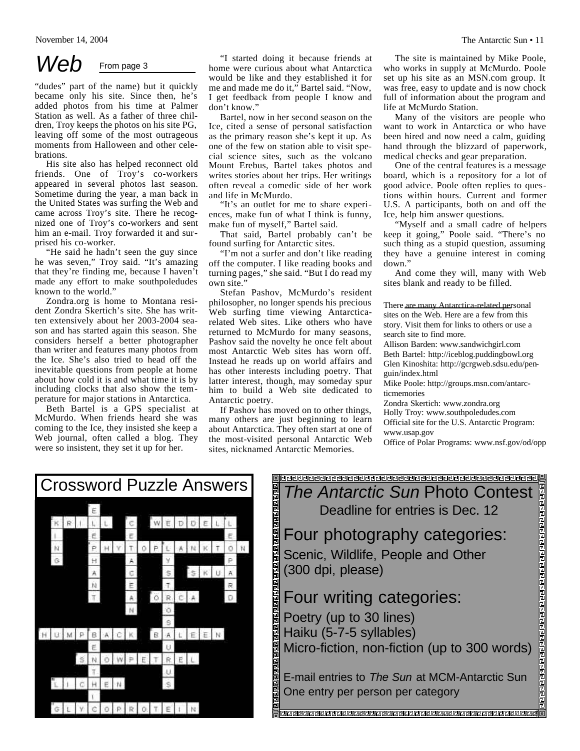# Web

From page 3

"dudes" part of the name) but it quickly became only his site. Since then, he's added photos from his time at Palmer Station as well. As a father of three children, Troy keeps the photos on his site PG, leaving off some of the most outrageous moments from Halloween and other celebrations.

His site also has helped reconnect old friends. One of Troy's co-workers appeared in several photos last season. Sometime during the year, a man back in the United States was surfing the Web and came across Troy's site. There he recognized one of Troy's co-workers and sent him an e-mail. Troy forwarded it and surprised his co-worker.

"He said he hadn't seen the guy since he was seven," Troy said. "It's amazing that they're finding me, because I haven't made any effort to make southpoledudes known to the world."

Zondra.org is home to Montana resident Zondra Skertich's site. She has written extensively about her 2003-2004 season and has started again this season. She considers herself a better photographer than writer and features many photos from the Ice. She's also tried to head off the inevitable questions from people at home about how cold it is and what time it is by including clocks that also show the temperature for major stations in Antarctica.

Beth Bartel is a GPS specialist at McMurdo. When friends heard she was coming to the Ice, they insisted she keep a Web journal, often called a blog. They were so insistent, they set it up for her.

"I started doing it because friends at home were curious about what Antarctica would be like and they established it for me and made me do it," Bartel said. "Now, I get feedback from people I know and don't know."

Bartel, now in her second season on the Ice, cited a sense of personal satisfaction as the primary reason she's kept it up. As one of the few on station able to visit special science sites, such as the volcano Mount Erebus, Bartel takes photos and writes stories about her trips. Her writings often reveal a comedic side of her work and life in McMurdo.

"It's an outlet for me to share experiences, make fun of what I think is funny, make fun of myself," Bartel said.

That said, Bartel probably can't be found surfing for Antarctic sites.

"I'm not a surfer and don't like reading off the computer. I like reading books and turning pages," she said. "But I do read my own site."

Stefan Pashov, McMurdo's resident philosopher, no longer spends his precious Web surfing time viewing Antarctica-related Web sites. Like others who have returned to McMurdo for many seasons, Pashov said the novelty he once felt about most Antarctic Web sites has worn off. Instead he reads up on world affairs and has other interests including poetry. That latter interest, though, may someday spur him to build a Web site dedicated to Antarctic poetry.

If Pashov has moved on to other things, many others are just beginning to learn about Antarctica. They often start at one of the most-visited personal Antarctic Web sites, nicknamed Antarctic Memories.

The site is maintained by Mike Poole, who works in supply at McMurdo. Poole set up his site as an MSN.com group. It was free, easy to update and is now chock full of information about the program and life at McMurdo Station.

Many of the visitors are people who want to work in Antarctica or who have been hired and now need a calm, guiding hand through the blizzard of paperwork, medical checks and gear preparation.

One of the central features is a message board, which is a repository for a lot of good advice. Poole often replies to questions within hours. Current and former U.S. A participants, both on and off the Ice, help him answer questions.

"Myself and a small cadre of helpers keep it going," Poole said. "There's no such thing as a stupid question, assuming they have a genuine interest in coming down."

And come they will, many with Web sites blank and ready to be filled.

There are many Antarctica-related personal sites on the Web. Here are a few from this story. Visit them for links to others or use a search site to find more.

Allison Barden: www.sandwichgirl.com
Beth Bartel: http://iceblog.puddingbowl.org
Glen Kinoshita: http://gcrgweb.sdsu.edu/penguin/index.html
Mike Poole: http://groups.msn.com/antarcticmemories
Zondra Skertich: www.zondra.org
Holly Troy: www.southpoledudes.com
Official site for the U.S. Antarctic Program: www.usap.gov
Office of Polar Programs: www.nsf.gov/od/opp

## Crossword Puzzle Answers

Across: KRILL, WEDDELL, PHYTOPLANKTON, SKUA, ORCA, HUMPBACK, BALEEN, SNOWPETREL, LICHEN, GLYCOPROTEIN

Down: ELEPHANT, CETACEAN, LEOPARD, KING, LYSTROSAURUS, BEETHIN

## *The Antarctic Sun* Photo Contest

Deadline for entries is Dec. 12

### Four photography categories:

Scenic, Wildlife, People and Other
(300 dpi, please)

### Four writing categories:

Poetry (up to 30 lines)
Haiku (5-7-5 syllables)
Micro-fiction, non-fiction (up to 300 words)

E-mail entries to *The Sun* at MCM-Antarctic Sun
One entry per person per category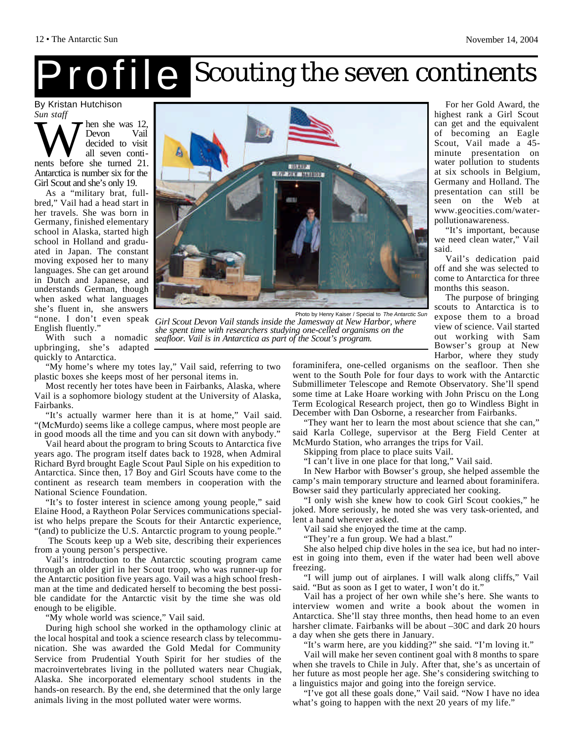# Profile Scouting the seven continents

By Kristan Hutchison
*Sun staff*

When she was 12, Devon Vail decided to visit all seven continents before she turned 21. Antarctica is number six for the Girl Scout and she's only 19.

As a "military brat, full-bred," Vail had a head start in her travels. She was born in Germany, finished elementary school in Alaska, started high school in Holland and graduated in Japan. The constant moving exposed her to many languages. She can get around in Dutch and Japanese, and understands German, though when asked what languages she's fluent in, she answers "none. I don't even speak English fluently."

With such a nomadic upbringing, she's adapted quickly to Antarctica.

"My home's where my totes lay," Vail said, referring to two plastic boxes she keeps most of her personal items in.

Most recently her totes have been in Fairbanks, Alaska, where Vail is a sophomore biology student at the University of Alaska, Fairbanks.

"It's actually warmer here than it is at home," Vail said. "(McMurdo) seems like a college campus, where most people are in good moods all the time and you can sit down with anybody."

Vail heard about the program to bring Scouts to Antarctica five years ago. The program itself dates back to 1928, when Admiral Richard Byrd brought Eagle Scout Paul Siple on his expedition to Antarctica. Since then, 17 Boy and Girl Scouts have come to the continent as research team members in cooperation with the National Science Foundation.

"It's to foster interest in science among young people," said Elaine Hood, a Raytheon Polar Services communications specialist who helps prepare the Scouts for their Antarctic experience, "(and) to publicize the U.S. Antarctic program to young people."

The Scouts keep up a Web site, describing their experiences from a young person's perspective.

Vail's introduction to the Antarctic scouting program came through an older girl in her Scout troop, who was runner-up for the Antarctic position five years ago. Vail was a high school freshman at the time and dedicated herself to becoming the best possible candidate for the Antarctic visit by the time she was old enough to be eligible.

"My whole world was science," Vail said.

During high school she worked in the opthamology clinic at the local hospital and took a science research class by telecommunication. She was awarded the Gold Medal for Community Service from Prudential Youth Spirit for her studies of the macroinvertebrates living in the polluted waters near Chugiak, Alaska. She incorporated elementary school students in the hands-on research. By the end, she determined that the only large animals living in the most polluted water were worms.

Photo by Henry Kaiser / Special to *The Antarctic Sun*

*Girl Scout Devon Vail stands inside the Jamesway at New Harbor, where she spent time with researchers studying one-celled organisms on the seafloor. Vail is in Antarctica as part of the Scout's program.*

For her Gold Award, the highest rank a Girl Scout can get and the equivalent of becoming an Eagle Scout, Vail made a 45-minute presentation on water pollution to students at six schools in Belgium, Germany and Holland. The presentation can still be seen on the Web at www.geocities.com/water-pollutionawareness.

"It's important, because we need clean water," Vail said.

Vail's dedication paid off and she was selected to come to Antarctica for three months this season.

The purpose of bringing scouts to Antarctica is to expose them to a broad view of science. Vail started out working with Sam Bowser's group at New Harbor, where they study foraminifera, one-celled organisms on the seafloor. Then she went to the South Pole for four days to work with the Antarctic Submillimeter Telescope and Remote Observatory. She'll spend some time at Lake Hoare working with John Priscu on the Long Term Ecological Research project, then go to Windless Bight in December with Dan Osborne, a researcher from Fairbanks.

"They want her to learn the most about science that she can," said Karla College, supervisor at the Berg Field Center at McMurdo Station, who arranges the trips for Vail.

Skipping from place to place suits Vail.

"I can't live in one place for that long," Vail said.

In New Harbor with Bowser's group, she helped assemble the camp's main temporary structure and learned about foraminifera. Bowser said they particularly appreciated her cooking.

"I only wish she knew how to cook Girl Scout cookies," he joked. More seriously, he noted she was very task-oriented, and lent a hand wherever asked.

Vail said she enjoyed the time at the camp.

"They're a fun group. We had a blast."

She also helped chip dive holes in the sea ice, but had no interest in going into them, even if the water had been well above freezing.

"I will jump out of airplanes. I will walk along cliffs," Vail said. "But as soon as I get to water, I won't do it."

Vail has a project of her own while she's here. She wants to interview women and write a book about the women in Antarctica. She'll stay three months, then head home to an even harsher climate. Fairbanks will be about –30C and dark 20 hours a day when she gets there in January.

"It's warm here, are you kidding?" she said. "I'm loving it."

Vail will make her seven continent goal with 8 months to spare when she travels to Chile in July. After that, she's as uncertain of her future as most people her age. She's considering switching to a linguistics major and going into the foreign service.

"I've got all these goals done," Vail said. "Now I have no idea what's going to happen with the next 20 years of my life."